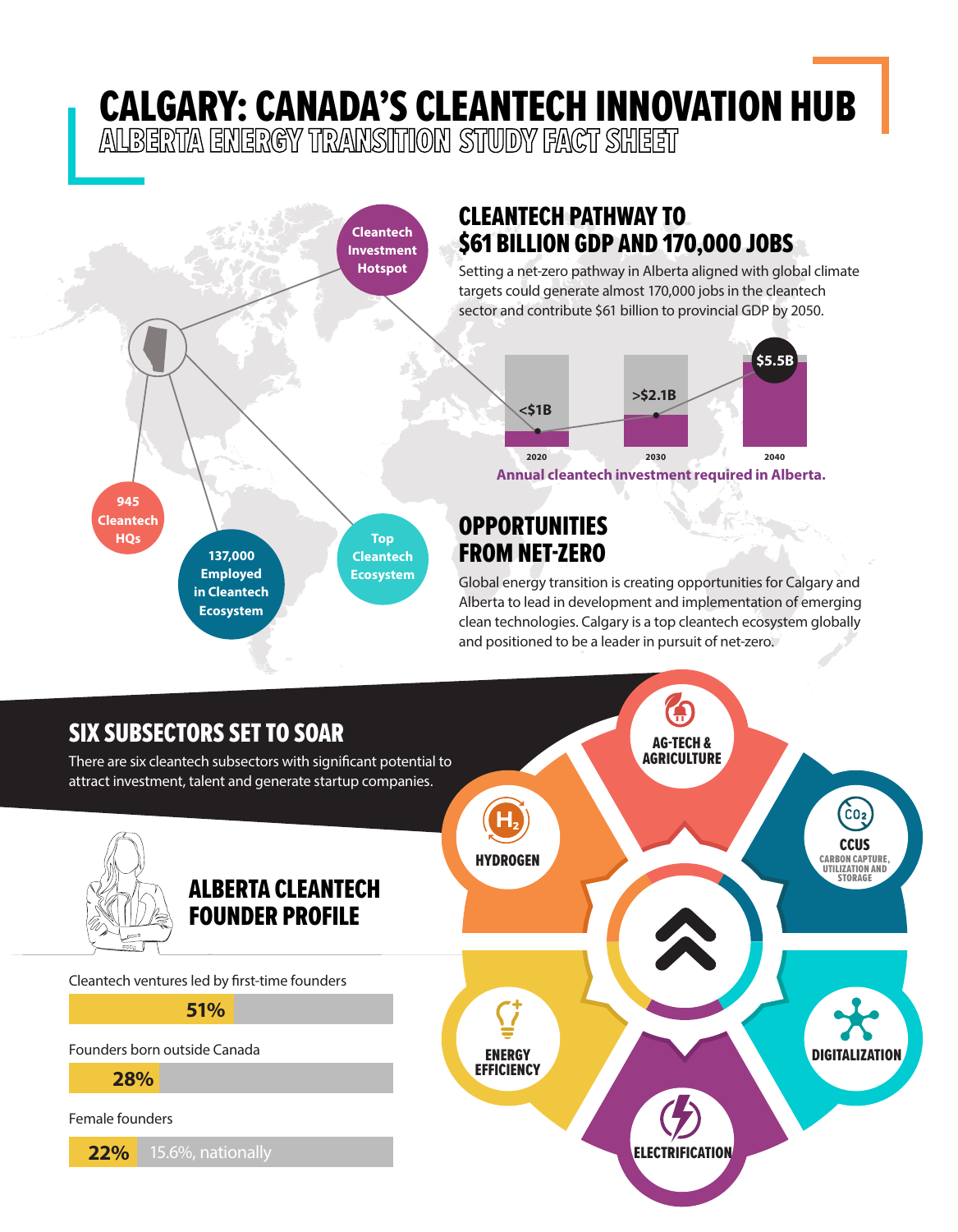# CALGARY: CANADA'S CLEANTECH INNOVATION HUB

## ALBERTA ENERGY TRANSITION STUDY FACT SHEET

- Cleantech Investment Hotspot
- 945 Cleantech HQs
- 137,000 Employed in Cleantech Ecosystem
- Top Cleantech Ecosystem

## CLEANTECH PATHWAY TO $61 BILLION GDP AND 170,000 JOBS

Setting a net-zero pathway in Alberta aligned with global climate targets could generate almost 170,000 jobs in the cleantech sector and contribute $61 billion to provincial GDP by 2050.

| 2020 | 2030 | 2040 |
|---|---|---|
| <$1B | >$2.1B | $5.5B |

**Annual cleantech investment required in Alberta.**

## OPPORTUNITIES FROM NET-ZERO

Global energy transition is creating opportunities for Calgary and Alberta to lead in development and implementation of emerging clean technologies. Calgary is a top cleantech ecosystem globally and positioned to be a leader in pursuit of net-zero.

## SIX SUBSECTORS SET TO SOAR

There are six cleantech subsectors with significant potential to attract investment, talent and generate startup companies.

- AG-TECH & AGRICULTURE
- CCUS (CARBON CAPTURE, UTILIZATION AND STORAGE)
- DIGITALIZATION
- ELECTRIFICATION
- ENERGY EFFICIENCY
- HYDROGEN

## ALBERTA CLEANTECH FOUNDER PROFILE

Cleantech ventures led by first-time founders

**51%**

Founders born outside Canada

**28%**

Female founders

**22%** 15.6%, nationally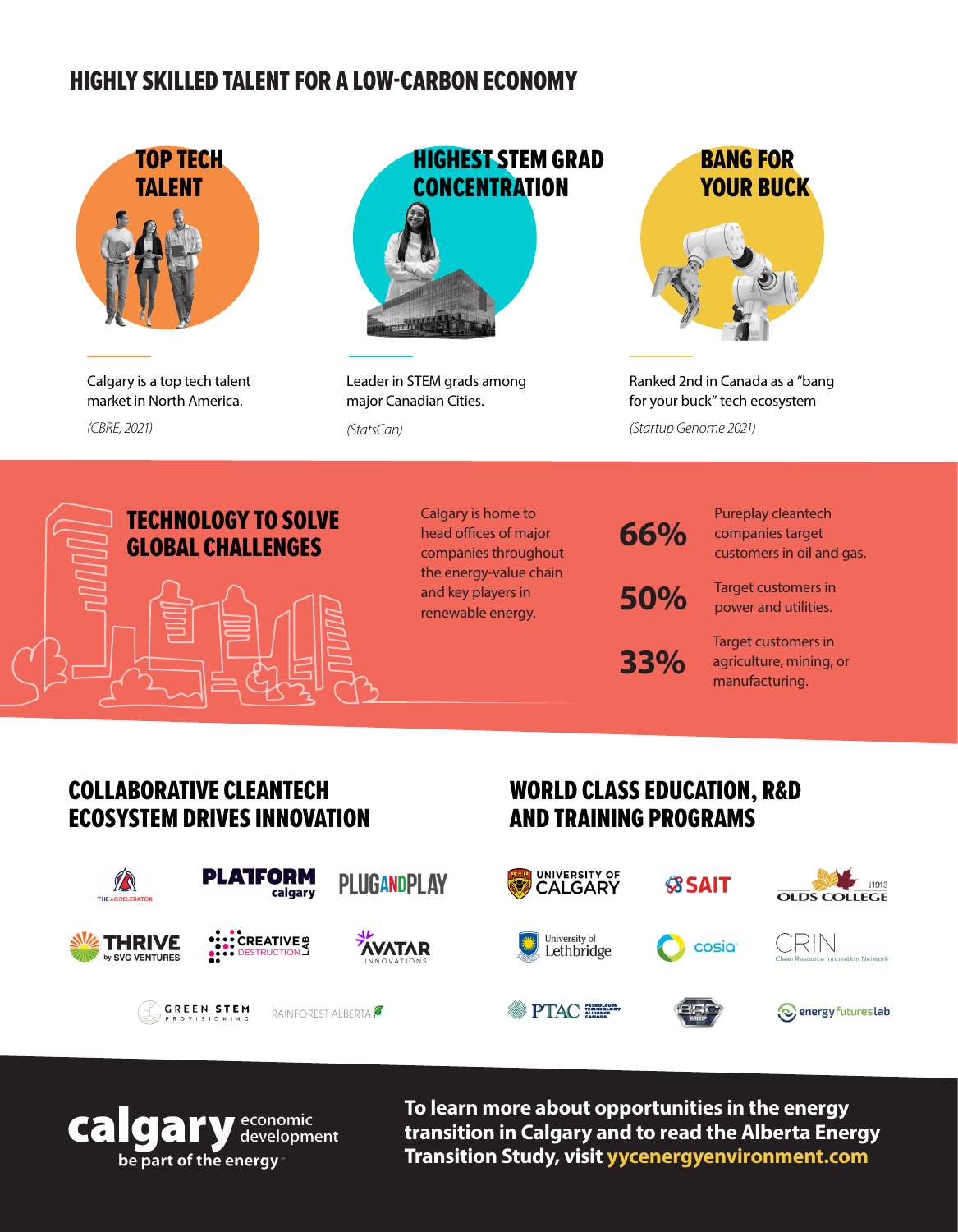# HIGHLY SKILLED TALENT FOR A LOW-CARBON ECONOMY

## TOP TECH TALENT

Calgary is a top tech talent market in North America.

*(CBRE, 2021)*

## HIGHEST STEM GRAD CONCENTRATION

Leader in STEM grads among major Canadian Cities.

*(StatsCan)*

## BANG FOR YOUR BUCK

Ranked 2nd in Canada as a "bang for your buck" tech ecosystem

*(Startup Genome 2021)*

## TECHNOLOGY TO SOLVE GLOBAL CHALLENGES

Calgary is home to head offices of major companies throughout the energy-value chain and key players in renewable energy.

**66%** Pureplay cleantech companies target customers in oil and gas.

**50%** Target customers in power and utilities.

**33%** Target customers in agriculture, mining, or manufacturing.

## COLLABORATIVE CLEANTECH ECOSYSTEM DRIVES INNOVATION

The Accelerator, Platform Calgary, Plug and Play, Thrive by SVG Ventures, Creative Destruction Lab, Avatar Innovations, Green Stem Provisioning, Rainforest Alberta

## WORLD CLASS EDUCATION, R&D AND TRAINING PROGRAMS

University of Calgary, SAIT, Olds College, University of Lethbridge, COSIA, CRIN Clean Resource Innovation Network, PTAC Petroleum Technology Alliance Canada, BRC Group, energy futures lab

calgary economic development
be part of the energy

**To learn more about opportunities in the energy transition in Calgary and to read the Alberta Energy Transition Study, visit yycenergyenvironment.com**